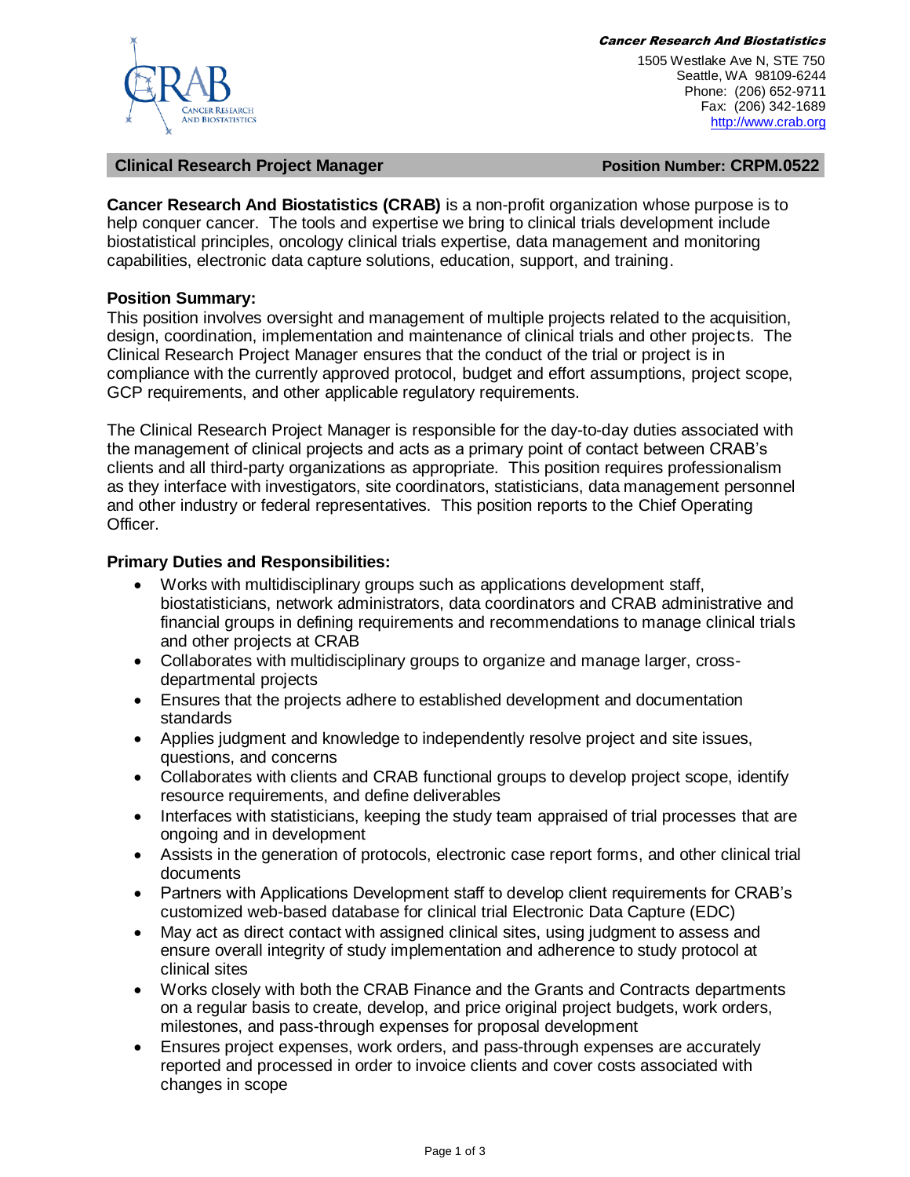**Cancer Research And Biostatistics**
1505 Westlake Ave N, STE 750
Seattle, WA 98109-6244
Phone: (206) 652-9711
Fax: (206) 342-1689
http://www.crab.org

## Clinical Research Project Manager — Position Number: CRPM.0522

**Cancer Research And Biostatistics (CRAB)** is a non-profit organization whose purpose is to help conquer cancer. The tools and expertise we bring to clinical trials development include biostatistical principles, oncology clinical trials expertise, data management and monitoring capabilities, electronic data capture solutions, education, support, and training.

### Position Summary:

This position involves oversight and management of multiple projects related to the acquisition, design, coordination, implementation and maintenance of clinical trials and other projects. The Clinical Research Project Manager ensures that the conduct of the trial or project is in compliance with the currently approved protocol, budget and effort assumptions, project scope, GCP requirements, and other applicable regulatory requirements.

The Clinical Research Project Manager is responsible for the day-to-day duties associated with the management of clinical projects and acts as a primary point of contact between CRAB's clients and all third-party organizations as appropriate. This position requires professionalism as they interface with investigators, site coordinators, statisticians, data management personnel and other industry or federal representatives. This position reports to the Chief Operating Officer.

### Primary Duties and Responsibilities:

- Works with multidisciplinary groups such as applications development staff, biostatisticians, network administrators, data coordinators and CRAB administrative and financial groups in defining requirements and recommendations to manage clinical trials and other projects at CRAB
- Collaborates with multidisciplinary groups to organize and manage larger, cross-departmental projects
- Ensures that the projects adhere to established development and documentation standards
- Applies judgment and knowledge to independently resolve project and site issues, questions, and concerns
- Collaborates with clients and CRAB functional groups to develop project scope, identify resource requirements, and define deliverables
- Interfaces with statisticians, keeping the study team appraised of trial processes that are ongoing and in development
- Assists in the generation of protocols, electronic case report forms, and other clinical trial documents
- Partners with Applications Development staff to develop client requirements for CRAB's customized web-based database for clinical trial Electronic Data Capture (EDC)
- May act as direct contact with assigned clinical sites, using judgment to assess and ensure overall integrity of study implementation and adherence to study protocol at clinical sites
- Works closely with both the CRAB Finance and the Grants and Contracts departments on a regular basis to create, develop, and price original project budgets, work orders, milestones, and pass-through expenses for proposal development
- Ensures project expenses, work orders, and pass-through expenses are accurately reported and processed in order to invoice clients and cover costs associated with changes in scope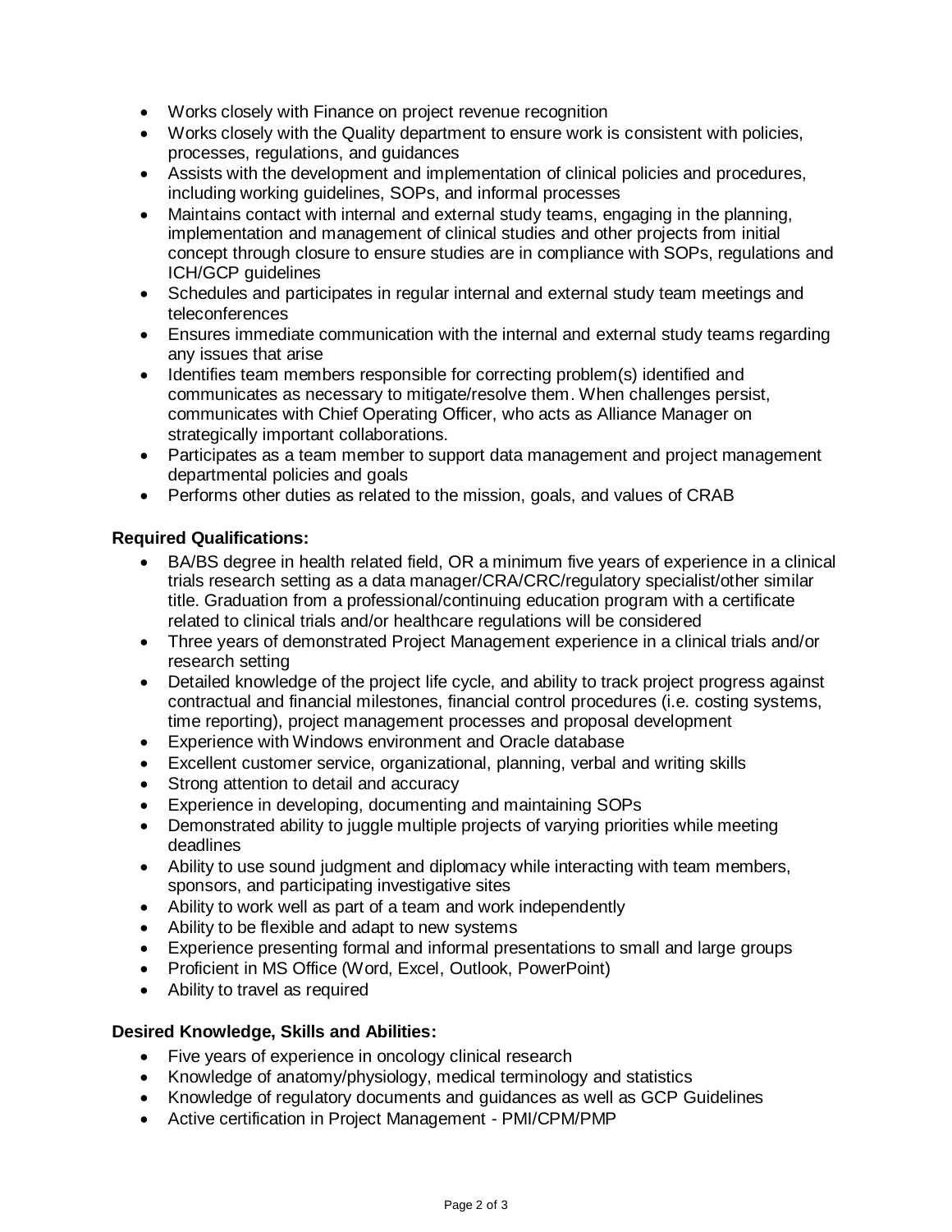- Works closely with Finance on project revenue recognition
- Works closely with the Quality department to ensure work is consistent with policies, processes, regulations, and guidances
- Assists with the development and implementation of clinical policies and procedures, including working guidelines, SOPs, and informal processes
- Maintains contact with internal and external study teams, engaging in the planning, implementation and management of clinical studies and other projects from initial concept through closure to ensure studies are in compliance with SOPs, regulations and ICH/GCP guidelines
- Schedules and participates in regular internal and external study team meetings and teleconferences
- Ensures immediate communication with the internal and external study teams regarding any issues that arise
- Identifies team members responsible for correcting problem(s) identified and communicates as necessary to mitigate/resolve them. When challenges persist, communicates with Chief Operating Officer, who acts as Alliance Manager on strategically important collaborations.
- Participates as a team member to support data management and project management departmental policies and goals
- Performs other duties as related to the mission, goals, and values of CRAB

**Required Qualifications:**

- BA/BS degree in health related field, OR a minimum five years of experience in a clinical trials research setting as a data manager/CRA/CRC/regulatory specialist/other similar title. Graduation from a professional/continuing education program with a certificate related to clinical trials and/or healthcare regulations will be considered
- Three years of demonstrated Project Management experience in a clinical trials and/or research setting
- Detailed knowledge of the project life cycle, and ability to track project progress against contractual and financial milestones, financial control procedures (i.e. costing systems, time reporting), project management processes and proposal development
- Experience with Windows environment and Oracle database
- Excellent customer service, organizational, planning, verbal and writing skills
- Strong attention to detail and accuracy
- Experience in developing, documenting and maintaining SOPs
- Demonstrated ability to juggle multiple projects of varying priorities while meeting deadlines
- Ability to use sound judgment and diplomacy while interacting with team members, sponsors, and participating investigative sites
- Ability to work well as part of a team and work independently
- Ability to be flexible and adapt to new systems
- Experience presenting formal and informal presentations to small and large groups
- Proficient in MS Office (Word, Excel, Outlook, PowerPoint)
- Ability to travel as required

**Desired Knowledge, Skills and Abilities:**

- Five years of experience in oncology clinical research
- Knowledge of anatomy/physiology, medical terminology and statistics
- Knowledge of regulatory documents and guidances as well as GCP Guidelines
- Active certification in Project Management - PMI/CPM/PMP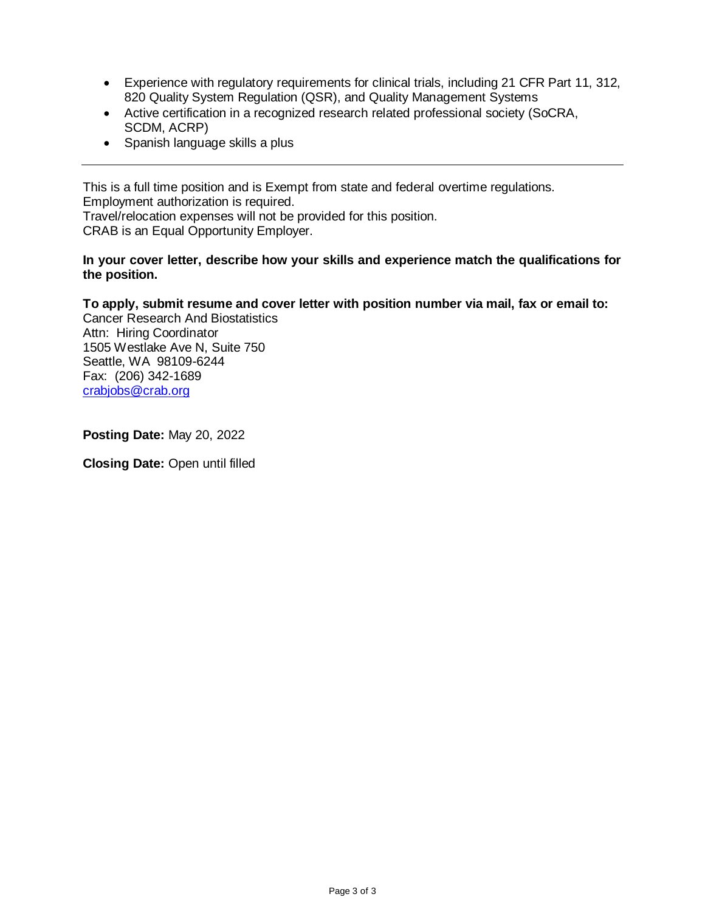- Experience with regulatory requirements for clinical trials, including 21 CFR Part 11, 312, 820 Quality System Regulation (QSR), and Quality Management Systems
- Active certification in a recognized research related professional society (SoCRA, SCDM, ACRP)
- Spanish language skills a plus

---

This is a full time position and is Exempt from state and federal overtime regulations.
Employment authorization is required.
Travel/relocation expenses will not be provided for this position.
CRAB is an Equal Opportunity Employer.

**In your cover letter, describe how your skills and experience match the qualifications for the position.**

**To apply, submit resume and cover letter with position number via mail, fax or email to:**
Cancer Research And Biostatistics
Attn: Hiring Coordinator
1505 Westlake Ave N, Suite 750
Seattle, WA 98109-6244
Fax: (206) 342-1689
crabjobs@crab.org

**Posting Date:** May 20, 2022

**Closing Date:** Open until filled